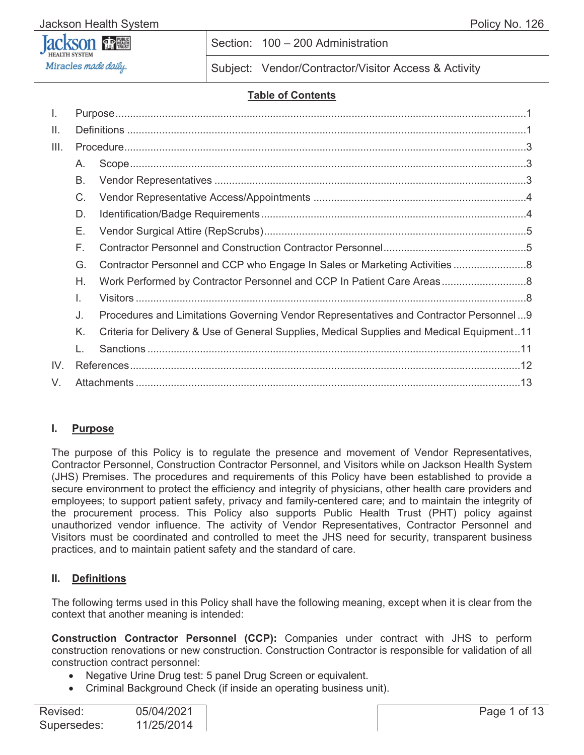| Jackson Health System | Policy No. 126 |
|---|---|
| Section: | 100 – 200 Administration |
| Subject: | Vendor/Contractor/Visitor Access & Activity |

**Table of Contents**

I. Purpose ....1
II. Definitions ....1
III. Procedure ....3
  A. Scope ....3
  B. Vendor Representatives ....3
  C. Vendor Representative Access/Appointments ....4
  D. Identification/Badge Requirements ....4
  E. Vendor Surgical Attire (RepScrubs) ....5
  F. Contractor Personnel and Construction Contractor Personnel ....5
  G. Contractor Personnel and CCP who Engage In Sales or Marketing Activities ....8
  H. Work Performed by Contractor Personnel and CCP In Patient Care Areas ....8
  I. Visitors ....8
  J. Procedures and Limitations Governing Vendor Representatives and Contractor Personnel ....9
  K. Criteria for Delivery & Use of General Supplies, Medical Supplies and Medical Equipment ....11
  L. Sanctions ....11
IV. References ....12
V. Attachments ....13

## I. Purpose

The purpose of this Policy is to regulate the presence and movement of Vendor Representatives, Contractor Personnel, Construction Contractor Personnel, and Visitors while on Jackson Health System (JHS) Premises. The procedures and requirements of this Policy have been established to provide a secure environment to protect the efficiency and integrity of physicians, other health care providers and employees; to support patient safety, privacy and family-centered care; and to maintain the integrity of the procurement process. This Policy also supports Public Health Trust (PHT) policy against unauthorized vendor influence. The activity of Vendor Representatives, Contractor Personnel and Visitors must be coordinated and controlled to meet the JHS need for security, transparent business practices, and to maintain patient safety and the standard of care.

## II. Definitions

The following terms used in this Policy shall have the following meaning, except when it is clear from the context that another meaning is intended:

**Construction Contractor Personnel (CCP):** Companies under contract with JHS to perform construction renovations or new construction. Construction Contractor is responsible for validation of all construction contract personnel:

- Negative Urine Drug test: 5 panel Drug Screen or equivalent.
- Criminal Background Check (if inside an operating business unit).

| Revised: | 05/04/2021 |
|---|---|
| Supersedes: | 11/25/2014 |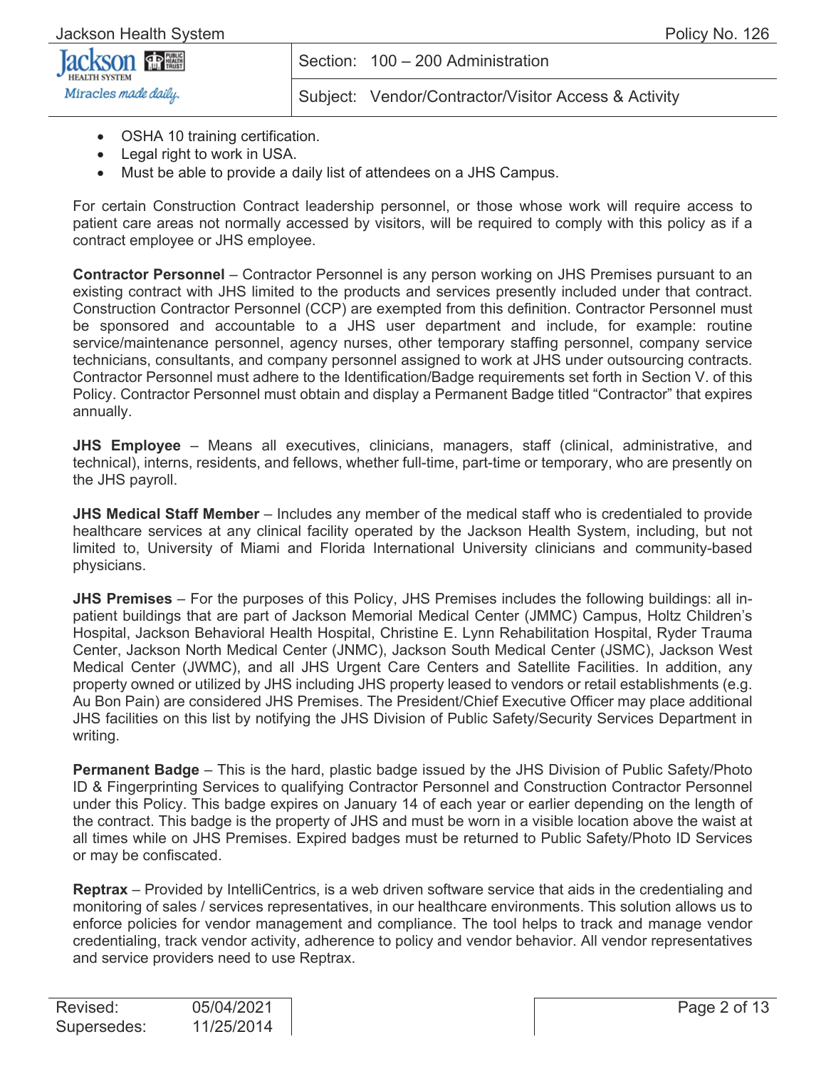- OSHA 10 training certification.
- Legal right to work in USA.
- Must be able to provide a daily list of attendees on a JHS Campus.

For certain Construction Contract leadership personnel, or those whose work will require access to patient care areas not normally accessed by visitors, will be required to comply with this policy as if a contract employee or JHS employee.

**Contractor Personnel** – Contractor Personnel is any person working on JHS Premises pursuant to an existing contract with JHS limited to the products and services presently included under that contract. Construction Contractor Personnel (CCP) are exempted from this definition. Contractor Personnel must be sponsored and accountable to a JHS user department and include, for example: routine service/maintenance personnel, agency nurses, other temporary staffing personnel, company service technicians, consultants, and company personnel assigned to work at JHS under outsourcing contracts. Contractor Personnel must adhere to the Identification/Badge requirements set forth in Section V. of this Policy. Contractor Personnel must obtain and display a Permanent Badge titled "Contractor" that expires annually.

**JHS Employee** – Means all executives, clinicians, managers, staff (clinical, administrative, and technical), interns, residents, and fellows, whether full-time, part-time or temporary, who are presently on the JHS payroll.

**JHS Medical Staff Member** – Includes any member of the medical staff who is credentialed to provide healthcare services at any clinical facility operated by the Jackson Health System, including, but not limited to, University of Miami and Florida International University clinicians and community-based physicians.

**JHS Premises** – For the purposes of this Policy, JHS Premises includes the following buildings: all in-patient buildings that are part of Jackson Memorial Medical Center (JMMC) Campus, Holtz Children's Hospital, Jackson Behavioral Health Hospital, Christine E. Lynn Rehabilitation Hospital, Ryder Trauma Center, Jackson North Medical Center (JNMC), Jackson South Medical Center (JSMC), Jackson West Medical Center (JWMC), and all JHS Urgent Care Centers and Satellite Facilities. In addition, any property owned or utilized by JHS including JHS property leased to vendors or retail establishments (e.g. Au Bon Pain) are considered JHS Premises. The President/Chief Executive Officer may place additional JHS facilities on this list by notifying the JHS Division of Public Safety/Security Services Department in writing.

**Permanent Badge** – This is the hard, plastic badge issued by the JHS Division of Public Safety/Photo ID & Fingerprinting Services to qualifying Contractor Personnel and Construction Contractor Personnel under this Policy. This badge expires on January 14 of each year or earlier depending on the length of the contract. This badge is the property of JHS and must be worn in a visible location above the waist at all times while on JHS Premises. Expired badges must be returned to Public Safety/Photo ID Services or may be confiscated.

**Reptrax** – Provided by IntelliCentrics, is a web driven software service that aids in the credentialing and monitoring of sales / services representatives, in our healthcare environments. This solution allows us to enforce policies for vendor management and compliance. The tool helps to track and manage vendor credentialing, track vendor activity, adherence to policy and vendor behavior. All vendor representatives and service providers need to use Reptrax.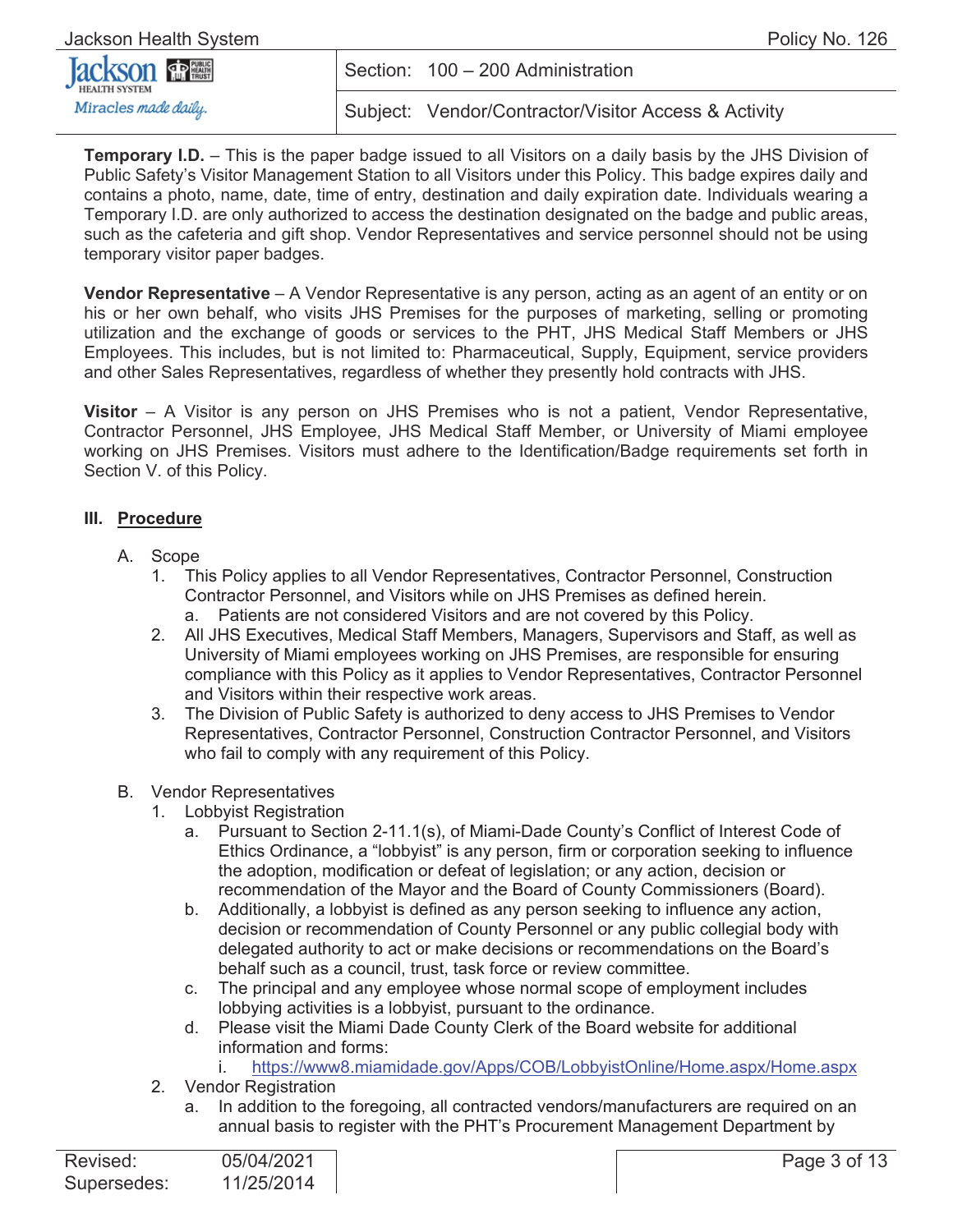**Temporary I.D.** – This is the paper badge issued to all Visitors on a daily basis by the JHS Division of Public Safety's Visitor Management Station to all Visitors under this Policy. This badge expires daily and contains a photo, name, date, time of entry, destination and daily expiration date. Individuals wearing a Temporary I.D. are only authorized to access the destination designated on the badge and public areas, such as the cafeteria and gift shop. Vendor Representatives and service personnel should not be using temporary visitor paper badges.

**Vendor Representative** – A Vendor Representative is any person, acting as an agent of an entity or on his or her own behalf, who visits JHS Premises for the purposes of marketing, selling or promoting utilization and the exchange of goods or services to the PHT, JHS Medical Staff Members or JHS Employees. This includes, but is not limited to: Pharmaceutical, Supply, Equipment, service providers and other Sales Representatives, regardless of whether they presently hold contracts with JHS.

**Visitor** – A Visitor is any person on JHS Premises who is not a patient, Vendor Representative, Contractor Personnel, JHS Employee, JHS Medical Staff Member, or University of Miami employee working on JHS Premises. Visitors must adhere to the Identification/Badge requirements set forth in Section V. of this Policy.

## III. Procedure

A. Scope
   1. This Policy applies to all Vendor Representatives, Contractor Personnel, Construction Contractor Personnel, and Visitors while on JHS Premises as defined herein.
      a. Patients are not considered Visitors and are not covered by this Policy.
   2. All JHS Executives, Medical Staff Members, Managers, Supervisors and Staff, as well as University of Miami employees working on JHS Premises, are responsible for ensuring compliance with this Policy as it applies to Vendor Representatives, Contractor Personnel and Visitors within their respective work areas.
   3. The Division of Public Safety is authorized to deny access to JHS Premises to Vendor Representatives, Contractor Personnel, Construction Contractor Personnel, and Visitors who fail to comply with any requirement of this Policy.

B. Vendor Representatives
   1. Lobbyist Registration
      a. Pursuant to Section 2-11.1(s), of Miami-Dade County's Conflict of Interest Code of Ethics Ordinance, a "lobbyist" is any person, firm or corporation seeking to influence the adoption, modification or defeat of legislation; or any action, decision or recommendation of the Mayor and the Board of County Commissioners (Board).
      b. Additionally, a lobbyist is defined as any person seeking to influence any action, decision or recommendation of County Personnel or any public collegial body with delegated authority to act or make decisions or recommendations on the Board's behalf such as a council, trust, task force or review committee.
      c. The principal and any employee whose normal scope of employment includes lobbying activities is a lobbyist, pursuant to the ordinance.
      d. Please visit the Miami Dade County Clerk of the Board website for additional information and forms:
         i. https://www8.miamidade.gov/Apps/COB/LobbyistOnline/Home.aspx/Home.aspx
   2. Vendor Registration
      a. In addition to the foregoing, all contracted vendors/manufacturers are required on an annual basis to register with the PHT's Procurement Management Department by

| Revised: | 05/04/2021 |
|---|---|
| Supersedes: | 11/25/2014 |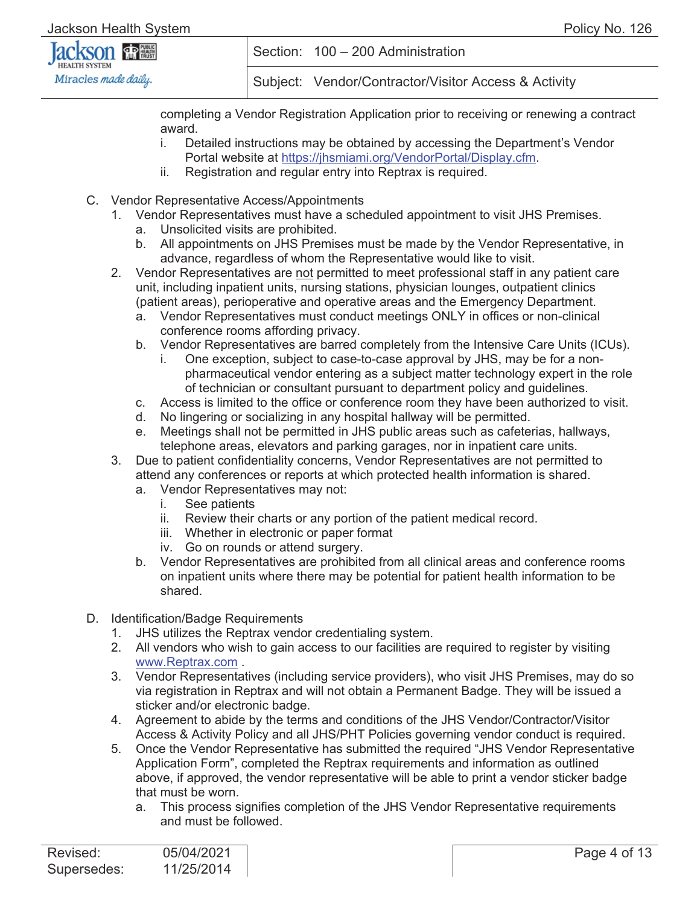completing a Vendor Registration Application prior to receiving or renewing a contract award.

i. Detailed instructions may be obtained by accessing the Department's Vendor Portal website at [https://jhsmiami.org/VendorPortal/Display.cfm](https://jhsmiami.org/VendorPortal/Display.cfm).

ii. Registration and regular entry into Reptrax is required.

C. Vendor Representative Access/Appointments

1. Vendor Representatives must have a scheduled appointment to visit JHS Premises.
   a. Unsolicited visits are prohibited.
   b. All appointments on JHS Premises must be made by the Vendor Representative, in advance, regardless of whom the Representative would like to visit.
2. Vendor Representatives are <u>not</u> permitted to meet professional staff in any patient care unit, including inpatient units, nursing stations, physician lounges, outpatient clinics (patient areas), perioperative and operative areas and the Emergency Department.
   a. Vendor Representatives must conduct meetings ONLY in offices or non-clinical conference rooms affording privacy.
   b. Vendor Representatives are barred completely from the Intensive Care Units (ICUs).
      i. One exception, subject to case-to-case approval by JHS, may be for a non-pharmaceutical vendor entering as a subject matter technology expert in the role of technician or consultant pursuant to department policy and guidelines.
   c. Access is limited to the office or conference room they have been authorized to visit.
   d. No lingering or socializing in any hospital hallway will be permitted.
   e. Meetings shall not be permitted in JHS public areas such as cafeterias, hallways, telephone areas, elevators and parking garages, nor in inpatient care units.
3. Due to patient confidentiality concerns, Vendor Representatives are not permitted to attend any conferences or reports at which protected health information is shared.
   a. Vendor Representatives may not:
      i. See patients
      ii. Review their charts or any portion of the patient medical record.
      iii. Whether in electronic or paper format
      iv. Go on rounds or attend surgery.
   b. Vendor Representatives are prohibited from all clinical areas and conference rooms on inpatient units where there may be potential for patient health information to be shared.

D. Identification/Badge Requirements

1. JHS utilizes the Reptrax vendor credentialing system.
2. All vendors who wish to gain access to our facilities are required to register by visiting [www.Reptrax.com](www.Reptrax.com) .
3. Vendor Representatives (including service providers), who visit JHS Premises, may do so via registration in Reptrax and will not obtain a Permanent Badge. They will be issued a sticker and/or electronic badge.
4. Agreement to abide by the terms and conditions of the JHS Vendor/Contractor/Visitor Access & Activity Policy and all JHS/PHT Policies governing vendor conduct is required.
5. Once the Vendor Representative has submitted the required "JHS Vendor Representative Application Form", completed the Reptrax requirements and information as outlined above, if approved, the vendor representative will be able to print a vendor sticker badge that must be worn.
   a. This process signifies completion of the JHS Vendor Representative requirements and must be followed.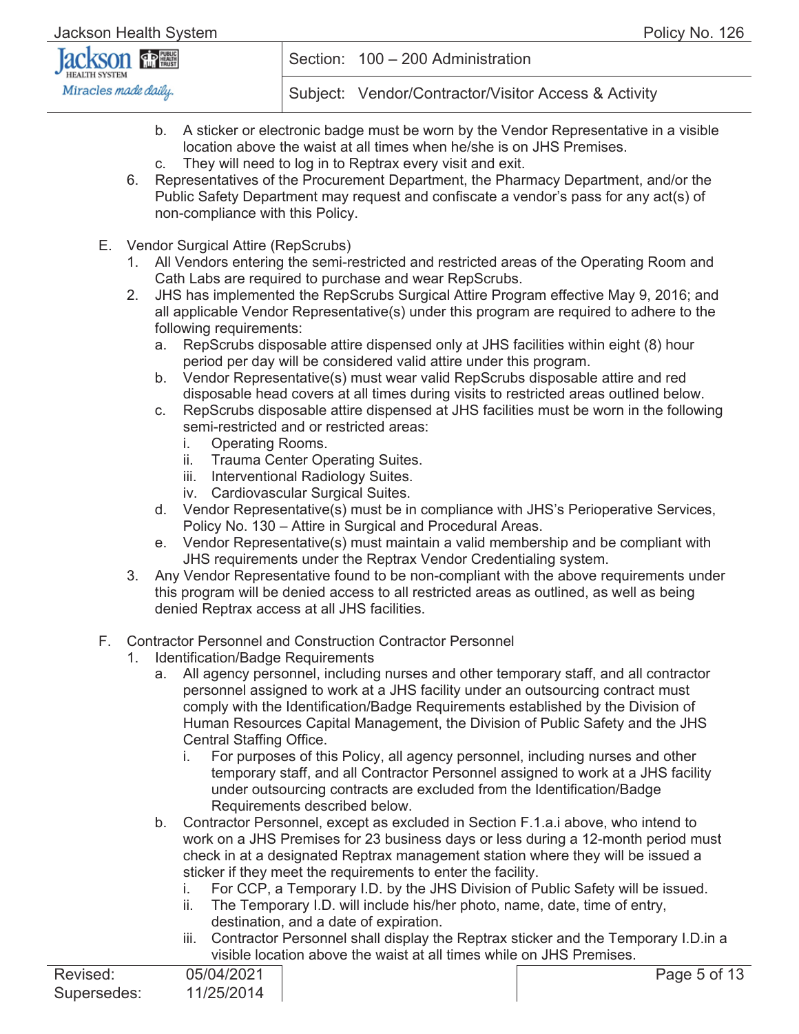b. A sticker or electronic badge must be worn by the Vendor Representative in a visible location above the waist at all times when he/she is on JHS Premises.
   c. They will need to log in to Reptrax every visit and exit.
6. Representatives of the Procurement Department, the Pharmacy Department, and/or the Public Safety Department may request and confiscate a vendor's pass for any act(s) of non-compliance with this Policy.

E. Vendor Surgical Attire (RepScrubs)
   1. All Vendors entering the semi-restricted and restricted areas of the Operating Room and Cath Labs are required to purchase and wear RepScrubs.
   2. JHS has implemented the RepScrubs Surgical Attire Program effective May 9, 2016; and all applicable Vendor Representative(s) under this program are required to adhere to the following requirements:
      a. RepScrubs disposable attire dispensed only at JHS facilities within eight (8) hour period per day will be considered valid attire under this program.
      b. Vendor Representative(s) must wear valid RepScrubs disposable attire and red disposable head covers at all times during visits to restricted areas outlined below.
      c. RepScrubs disposable attire dispensed at JHS facilities must be worn in the following semi-restricted and or restricted areas:
         i. Operating Rooms.
         ii. Trauma Center Operating Suites.
         iii. Interventional Radiology Suites.
         iv. Cardiovascular Surgical Suites.
      d. Vendor Representative(s) must be in compliance with JHS's Perioperative Services, Policy No. 130 – Attire in Surgical and Procedural Areas.
      e. Vendor Representative(s) must maintain a valid membership and be compliant with JHS requirements under the Reptrax Vendor Credentialing system.
   3. Any Vendor Representative found to be non-compliant with the above requirements under this program will be denied access to all restricted areas as outlined, as well as being denied Reptrax access at all JHS facilities.

F. Contractor Personnel and Construction Contractor Personnel
   1. Identification/Badge Requirements
      a. All agency personnel, including nurses and other temporary staff, and all contractor personnel assigned to work at a JHS facility under an outsourcing contract must comply with the Identification/Badge Requirements established by the Division of Human Resources Capital Management, the Division of Public Safety and the JHS Central Staffing Office.
         i. For purposes of this Policy, all agency personnel, including nurses and other temporary staff, and all Contractor Personnel assigned to work at a JHS facility under outsourcing contracts are excluded from the Identification/Badge Requirements described below.
      b. Contractor Personnel, except as excluded in Section F.1.a.i above, who intend to work on a JHS Premises for 23 business days or less during a 12-month period must check in at a designated Reptrax management station where they will be issued a sticker if they meet the requirements to enter the facility.
         i. For CCP, a Temporary I.D. by the JHS Division of Public Safety will be issued.
         ii. The Temporary I.D. will include his/her photo, name, date, time of entry, destination, and a date of expiration.
         iii. Contractor Personnel shall display the Reptrax sticker and the Temporary I.D.in a visible location above the waist at all times while on JHS Premises.

| Revised: | 05/04/2021 |
|---|---|
| Supersedes: | 11/25/2014 |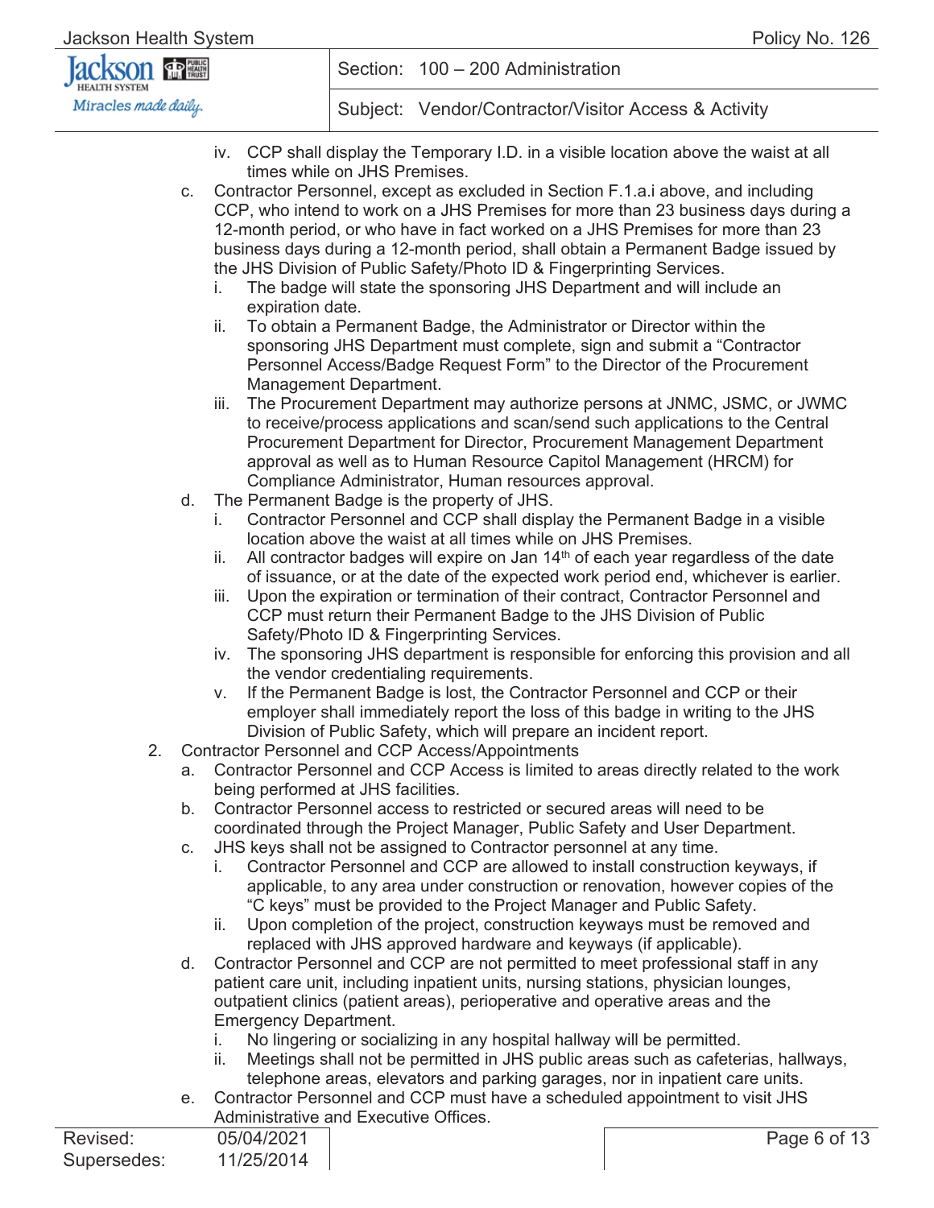iv. CCP shall display the Temporary I.D. in a visible location above the waist at all times while on JHS Premises.

c. Contractor Personnel, except as excluded in Section F.1.a.i above, and including CCP, who intend to work on a JHS Premises for more than 23 business days during a 12-month period, or who have in fact worked on a JHS Premises for more than 23 business days during a 12-month period, shall obtain a Permanent Badge issued by the JHS Division of Public Safety/Photo ID & Fingerprinting Services.
   - i. The badge will state the sponsoring JHS Department and will include an expiration date.
   - ii. To obtain a Permanent Badge, the Administrator or Director within the sponsoring JHS Department must complete, sign and submit a "Contractor Personnel Access/Badge Request Form" to the Director of the Procurement Management Department.
   - iii. The Procurement Department may authorize persons at JNMC, JSMC, or JWMC to receive/process applications and scan/send such applications to the Central Procurement Department for Director, Procurement Management Department approval as well as to Human Resource Capitol Management (HRCM) for Compliance Administrator, Human resources approval.

d. The Permanent Badge is the property of JHS.
   - i. Contractor Personnel and CCP shall display the Permanent Badge in a visible location above the waist at all times while on JHS Premises.
   - ii. All contractor badges will expire on Jan 14th of each year regardless of the date of issuance, or at the date of the expected work period end, whichever is earlier.
   - iii. Upon the expiration or termination of their contract, Contractor Personnel and CCP must return their Permanent Badge to the JHS Division of Public Safety/Photo ID & Fingerprinting Services.
   - iv. The sponsoring JHS department is responsible for enforcing this provision and all the vendor credentialing requirements.
   - v. If the Permanent Badge is lost, the Contractor Personnel and CCP or their employer shall immediately report the loss of this badge in writing to the JHS Division of Public Safety, which will prepare an incident report.

2. Contractor Personnel and CCP Access/Appointments
   - a. Contractor Personnel and CCP Access is limited to areas directly related to the work being performed at JHS facilities.
   - b. Contractor Personnel access to restricted or secured areas will need to be coordinated through the Project Manager, Public Safety and User Department.
   - c. JHS keys shall not be assigned to Contractor personnel at any time.
     - i. Contractor Personnel and CCP are allowed to install construction keyways, if applicable, to any area under construction or renovation, however copies of the "C keys" must be provided to the Project Manager and Public Safety.
     - ii. Upon completion of the project, construction keyways must be removed and replaced with JHS approved hardware and keyways (if applicable).
   - d. Contractor Personnel and CCP are not permitted to meet professional staff in any patient care unit, including inpatient units, nursing stations, physician lounges, outpatient clinics (patient areas), perioperative and operative areas and the Emergency Department.
     - i. No lingering or socializing in any hospital hallway will be permitted.
     - ii. Meetings shall not be permitted in JHS public areas such as cafeterias, hallways, telephone areas, elevators and parking garages, nor in inpatient care units.
   - e. Contractor Personnel and CCP must have a scheduled appointment to visit JHS Administrative and Executive Offices.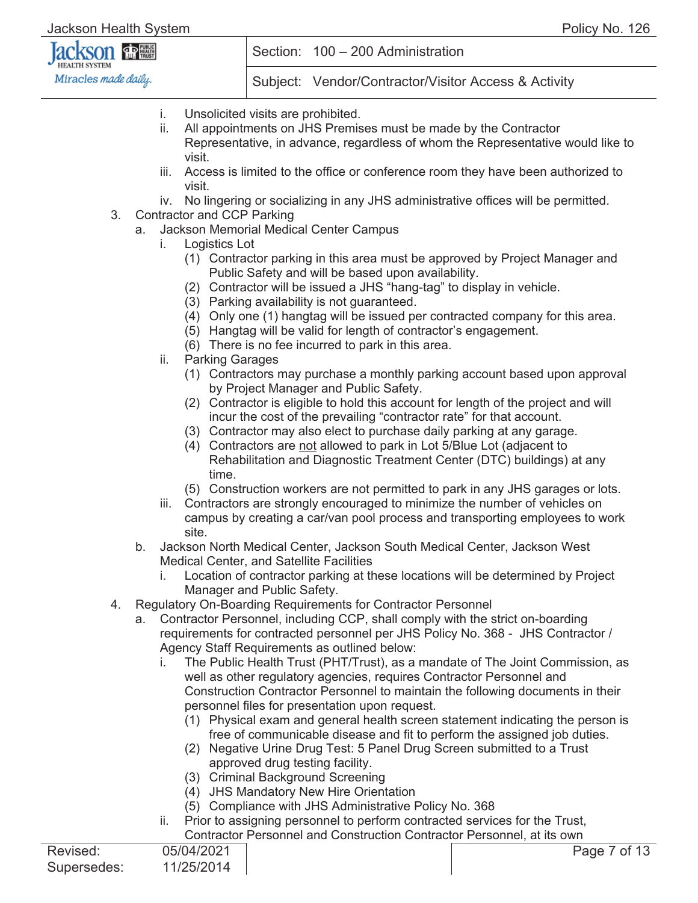i. Unsolicited visits are prohibited.
   ii. All appointments on JHS Premises must be made by the Contractor Representative, in advance, regardless of whom the Representative would like to visit.
   iii. Access is limited to the office or conference room they have been authorized to visit.
   iv. No lingering or socializing in any JHS administrative offices will be permitted.

3. Contractor and CCP Parking
   a. Jackson Memorial Medical Center Campus
      i. Logistics Lot
         (1) Contractor parking in this area must be approved by Project Manager and Public Safety and will be based upon availability.
         (2) Contractor will be issued a JHS "hang-tag" to display in vehicle.
         (3) Parking availability is not guaranteed.
         (4) Only one (1) hangtag will be issued per contracted company for this area.
         (5) Hangtag will be valid for length of contractor's engagement.
         (6) There is no fee incurred to park in this area.
      ii. Parking Garages
         (1) Contractors may purchase a monthly parking account based upon approval by Project Manager and Public Safety.
         (2) Contractor is eligible to hold this account for length of the project and will incur the cost of the prevailing "contractor rate" for that account.
         (3) Contractor may also elect to purchase daily parking at any garage.
         (4) Contractors are <u>not</u> allowed to park in Lot 5/Blue Lot (adjacent to Rehabilitation and Diagnostic Treatment Center (DTC) buildings) at any time.
         (5) Construction workers are not permitted to park in any JHS garages or lots.
      iii. Contractors are strongly encouraged to minimize the number of vehicles on campus by creating a car/van pool process and transporting employees to work site.
   b. Jackson North Medical Center, Jackson South Medical Center, Jackson West Medical Center, and Satellite Facilities
      i. Location of contractor parking at these locations will be determined by Project Manager and Public Safety.

4. Regulatory On-Boarding Requirements for Contractor Personnel
   a. Contractor Personnel, including CCP, shall comply with the strict on-boarding requirements for contracted personnel per JHS Policy No. 368 - JHS Contractor / Agency Staff Requirements as outlined below:
      i. The Public Health Trust (PHT/Trust), as a mandate of The Joint Commission, as well as other regulatory agencies, requires Contractor Personnel and Construction Contractor Personnel to maintain the following documents in their personnel files for presentation upon request.
         (1) Physical exam and general health screen statement indicating the person is free of communicable disease and fit to perform the assigned job duties.
         (2) Negative Urine Drug Test: 5 Panel Drug Screen submitted to a Trust approved drug testing facility.
         (3) Criminal Background Screening
         (4) JHS Mandatory New Hire Orientation
         (5) Compliance with JHS Administrative Policy No. 368
      ii. Prior to assigning personnel to perform contracted services for the Trust, Contractor Personnel and Construction Contractor Personnel, at its own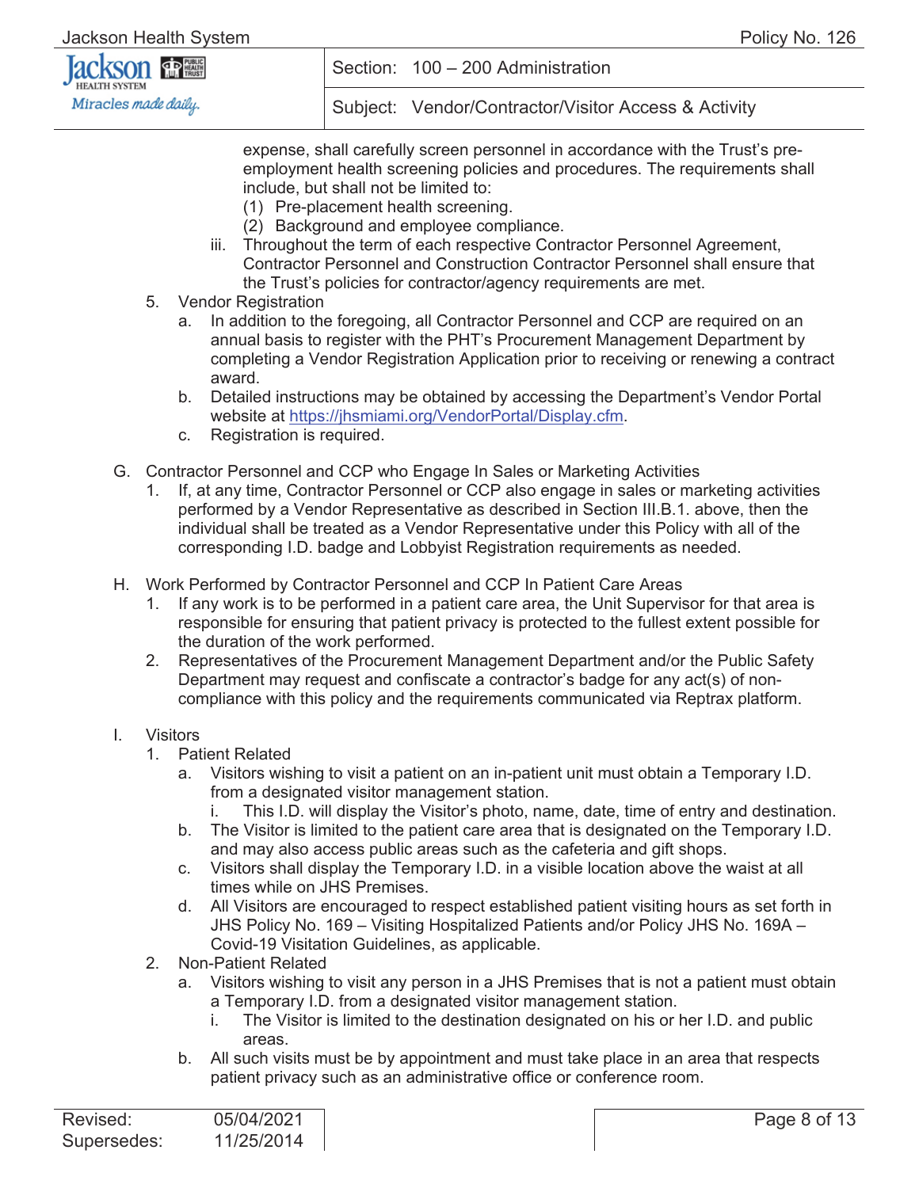expense, shall carefully screen personnel in accordance with the Trust's pre-employment health screening policies and procedures. The requirements shall include, but shall not be limited to:

(1) Pre-placement health screening.

(2) Background and employee compliance.

iii. Throughout the term of each respective Contractor Personnel Agreement, Contractor Personnel and Construction Contractor Personnel shall ensure that the Trust's policies for contractor/agency requirements are met.

5. Vendor Registration
   a. In addition to the foregoing, all Contractor Personnel and CCP are required on an annual basis to register with the PHT's Procurement Management Department by completing a Vendor Registration Application prior to receiving or renewing a contract award.
   b. Detailed instructions may be obtained by accessing the Department's Vendor Portal website at https://jhsmiami.org/VendorPortal/Display.cfm.
   c. Registration is required.

G. Contractor Personnel and CCP who Engage In Sales or Marketing Activities
   1. If, at any time, Contractor Personnel or CCP also engage in sales or marketing activities performed by a Vendor Representative as described in Section III.B.1. above, then the individual shall be treated as a Vendor Representative under this Policy with all of the corresponding I.D. badge and Lobbyist Registration requirements as needed.

H. Work Performed by Contractor Personnel and CCP In Patient Care Areas
   1. If any work is to be performed in a patient care area, the Unit Supervisor for that area is responsible for ensuring that patient privacy is protected to the fullest extent possible for the duration of the work performed.
   2. Representatives of the Procurement Management Department and/or the Public Safety Department may request and confiscate a contractor's badge for any act(s) of non-compliance with this policy and the requirements communicated via Reptrax platform.

I. Visitors
   1. Patient Related
      a. Visitors wishing to visit a patient on an in-patient unit must obtain a Temporary I.D. from a designated visitor management station.
         i. This I.D. will display the Visitor's photo, name, date, time of entry and destination.
      b. The Visitor is limited to the patient care area that is designated on the Temporary I.D. and may also access public areas such as the cafeteria and gift shops.
      c. Visitors shall display the Temporary I.D. in a visible location above the waist at all times while on JHS Premises.
      d. All Visitors are encouraged to respect established patient visiting hours as set forth in JHS Policy No. 169 – Visiting Hospitalized Patients and/or Policy JHS No. 169A – Covid-19 Visitation Guidelines, as applicable.
   2. Non-Patient Related
      a. Visitors wishing to visit any person in a JHS Premises that is not a patient must obtain a Temporary I.D. from a designated visitor management station.
         i. The Visitor is limited to the destination designated on his or her I.D. and public areas.
      b. All such visits must be by appointment and must take place in an area that respects patient privacy such as an administrative office or conference room.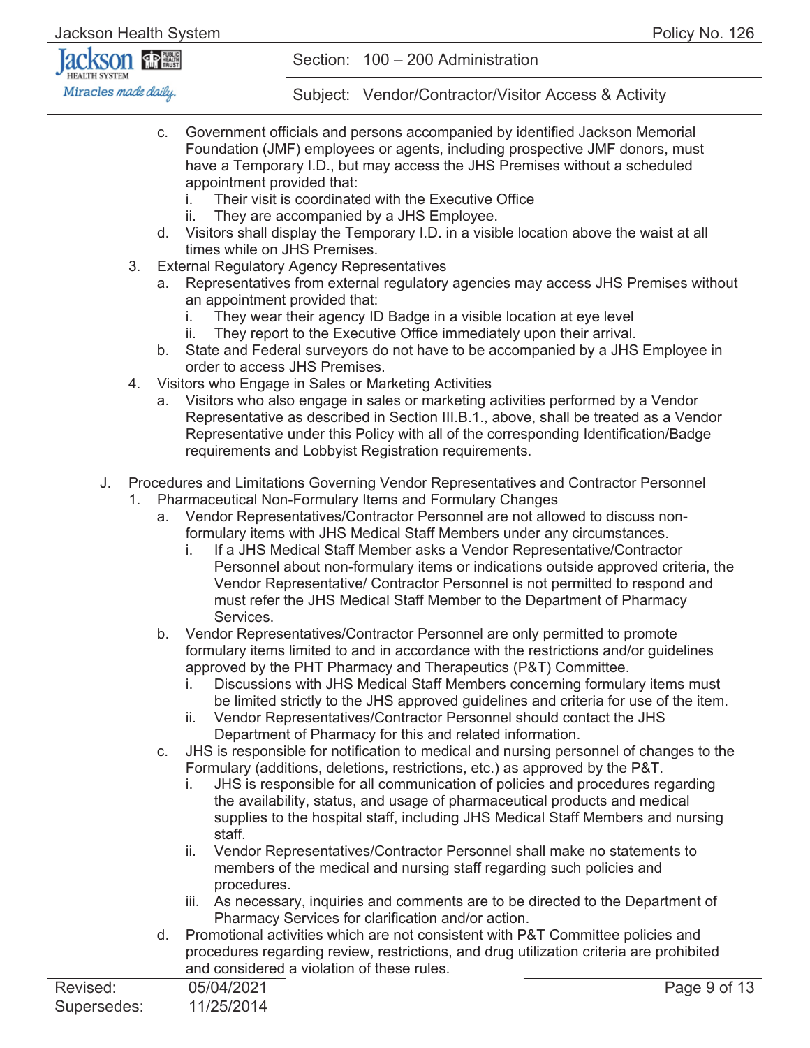c. Government officials and persons accompanied by identified Jackson Memorial Foundation (JMF) employees or agents, including prospective JMF donors, must have a Temporary I.D., but may access the JHS Premises without a scheduled appointment provided that:
   i. Their visit is coordinated with the Executive Office
   ii. They are accompanied by a JHS Employee.

d. Visitors shall display the Temporary I.D. in a visible location above the waist at all times while on JHS Premises.

3. External Regulatory Agency Representatives
   a. Representatives from external regulatory agencies may access JHS Premises without an appointment provided that:
      i. They wear their agency ID Badge in a visible location at eye level
      ii. They report to the Executive Office immediately upon their arrival.
   b. State and Federal surveyors do not have to be accompanied by a JHS Employee in order to access JHS Premises.

4. Visitors who Engage in Sales or Marketing Activities
   a. Visitors who also engage in sales or marketing activities performed by a Vendor Representative as described in Section III.B.1., above, shall be treated as a Vendor Representative under this Policy with all of the corresponding Identification/Badge requirements and Lobbyist Registration requirements.

J. Procedures and Limitations Governing Vendor Representatives and Contractor Personnel

1. Pharmaceutical Non-Formulary Items and Formulary Changes
   a. Vendor Representatives/Contractor Personnel are not allowed to discuss non-formulary items with JHS Medical Staff Members under any circumstances.
      i. If a JHS Medical Staff Member asks a Vendor Representative/Contractor Personnel about non-formulary items or indications outside approved criteria, the Vendor Representative/ Contractor Personnel is not permitted to respond and must refer the JHS Medical Staff Member to the Department of Pharmacy Services.
   b. Vendor Representatives/Contractor Personnel are only permitted to promote formulary items limited to and in accordance with the restrictions and/or guidelines approved by the PHT Pharmacy and Therapeutics (P&T) Committee.
      i. Discussions with JHS Medical Staff Members concerning formulary items must be limited strictly to the JHS approved guidelines and criteria for use of the item.
      ii. Vendor Representatives/Contractor Personnel should contact the JHS Department of Pharmacy for this and related information.
   c. JHS is responsible for notification to medical and nursing personnel of changes to the Formulary (additions, deletions, restrictions, etc.) as approved by the P&T.
      i. JHS is responsible for all communication of policies and procedures regarding the availability, status, and usage of pharmaceutical products and medical supplies to the hospital staff, including JHS Medical Staff Members and nursing staff.
      ii. Vendor Representatives/Contractor Personnel shall make no statements to members of the medical and nursing staff regarding such policies and procedures.
      iii. As necessary, inquiries and comments are to be directed to the Department of Pharmacy Services for clarification and/or action.
   d. Promotional activities which are not consistent with P&T Committee policies and procedures regarding review, restrictions, and drug utilization criteria are prohibited and considered a violation of these rules.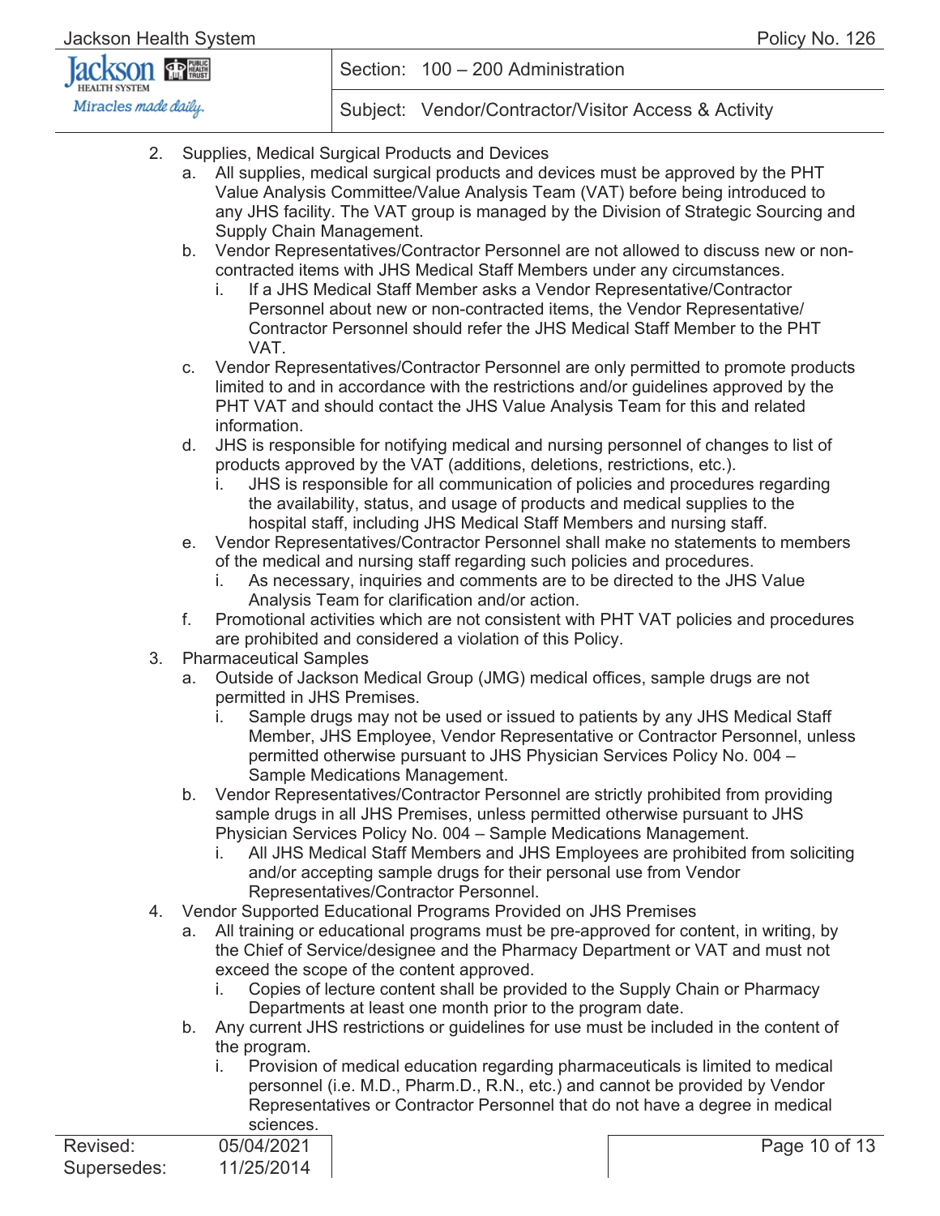2. Supplies, Medical Surgical Products and Devices
   a. All supplies, medical surgical products and devices must be approved by the PHT Value Analysis Committee/Value Analysis Team (VAT) before being introduced to any JHS facility. The VAT group is managed by the Division of Strategic Sourcing and Supply Chain Management.
   b. Vendor Representatives/Contractor Personnel are not allowed to discuss new or non-contracted items with JHS Medical Staff Members under any circumstances.
      i. If a JHS Medical Staff Member asks a Vendor Representative/Contractor Personnel about new or non-contracted items, the Vendor Representative/ Contractor Personnel should refer the JHS Medical Staff Member to the PHT VAT.
   c. Vendor Representatives/Contractor Personnel are only permitted to promote products limited to and in accordance with the restrictions and/or guidelines approved by the PHT VAT and should contact the JHS Value Analysis Team for this and related information.
   d. JHS is responsible for notifying medical and nursing personnel of changes to list of products approved by the VAT (additions, deletions, restrictions, etc.).
      i. JHS is responsible for all communication of policies and procedures regarding the availability, status, and usage of products and medical supplies to the hospital staff, including JHS Medical Staff Members and nursing staff.
   e. Vendor Representatives/Contractor Personnel shall make no statements to members of the medical and nursing staff regarding such policies and procedures.
      i. As necessary, inquiries and comments are to be directed to the JHS Value Analysis Team for clarification and/or action.
   f. Promotional activities which are not consistent with PHT VAT policies and procedures are prohibited and considered a violation of this Policy.
3. Pharmaceutical Samples
   a. Outside of Jackson Medical Group (JMG) medical offices, sample drugs are not permitted in JHS Premises.
      i. Sample drugs may not be used or issued to patients by any JHS Medical Staff Member, JHS Employee, Vendor Representative or Contractor Personnel, unless permitted otherwise pursuant to JHS Physician Services Policy No. 004 – Sample Medications Management.
   b. Vendor Representatives/Contractor Personnel are strictly prohibited from providing sample drugs in all JHS Premises, unless permitted otherwise pursuant to JHS Physician Services Policy No. 004 – Sample Medications Management.
      i. All JHS Medical Staff Members and JHS Employees are prohibited from soliciting and/or accepting sample drugs for their personal use from Vendor Representatives/Contractor Personnel.
4. Vendor Supported Educational Programs Provided on JHS Premises
   a. All training or educational programs must be pre-approved for content, in writing, by the Chief of Service/designee and the Pharmacy Department or VAT and must not exceed the scope of the content approved.
      i. Copies of lecture content shall be provided to the Supply Chain or Pharmacy Departments at least one month prior to the program date.
   b. Any current JHS restrictions or guidelines for use must be included in the content of the program.
      i. Provision of medical education regarding pharmaceuticals is limited to medical personnel (i.e. M.D., Pharm.D., R.N., etc.) and cannot be provided by Vendor Representatives or Contractor Personnel that do not have a degree in medical sciences.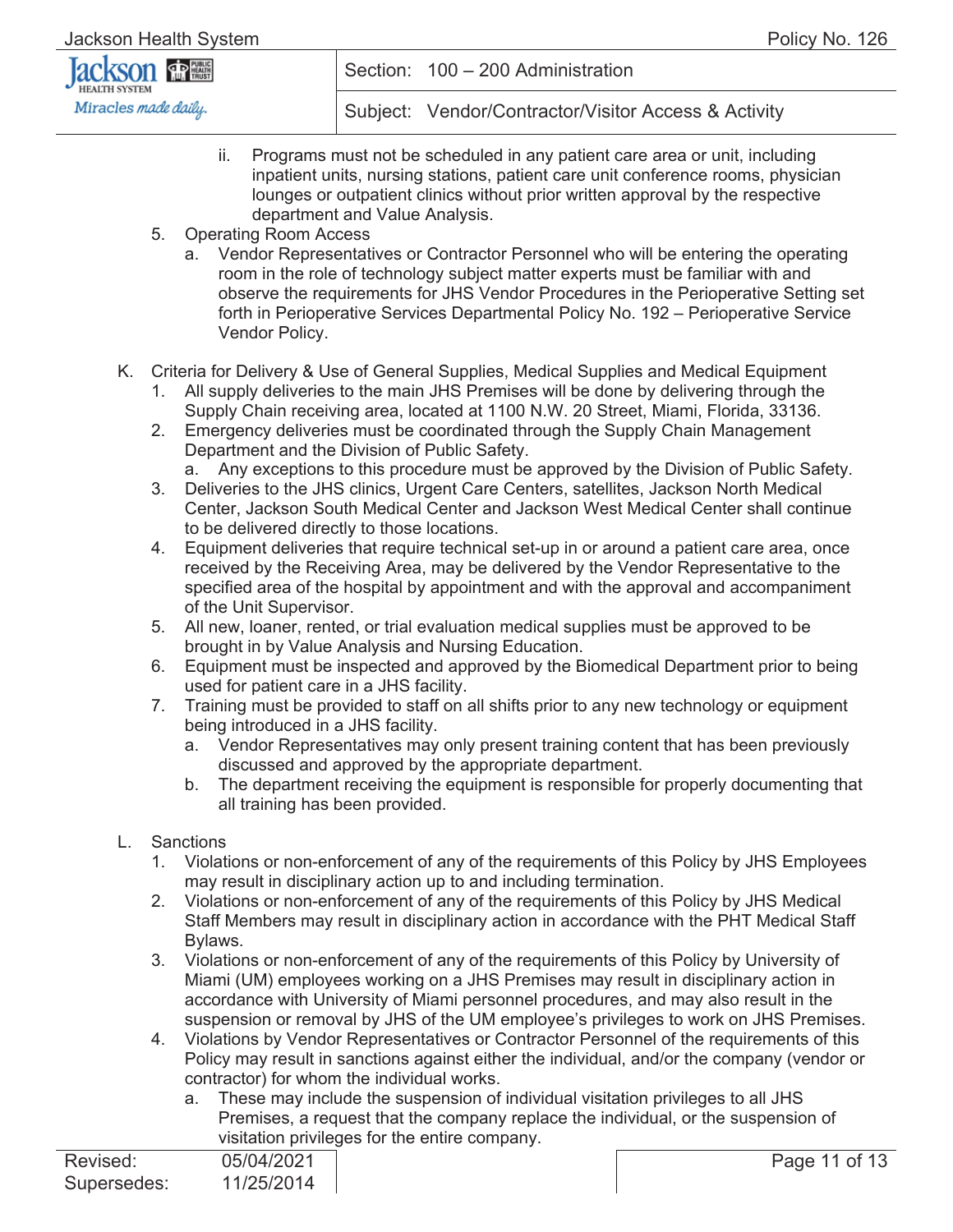ii. Programs must not be scheduled in any patient care area or unit, including inpatient units, nursing stations, patient care unit conference rooms, physician lounges or outpatient clinics without prior written approval by the respective department and Value Analysis.

5. Operating Room Access
   a. Vendor Representatives or Contractor Personnel who will be entering the operating room in the role of technology subject matter experts must be familiar with and observe the requirements for JHS Vendor Procedures in the Perioperative Setting set forth in Perioperative Services Departmental Policy No. 192 – Perioperative Service Vendor Policy.

K. Criteria for Delivery & Use of General Supplies, Medical Supplies and Medical Equipment
   1. All supply deliveries to the main JHS Premises will be done by delivering through the Supply Chain receiving area, located at 1100 N.W. 20 Street, Miami, Florida, 33136.
   2. Emergency deliveries must be coordinated through the Supply Chain Management Department and the Division of Public Safety.
      a. Any exceptions to this procedure must be approved by the Division of Public Safety.
   3. Deliveries to the JHS clinics, Urgent Care Centers, satellites, Jackson North Medical Center, Jackson South Medical Center and Jackson West Medical Center shall continue to be delivered directly to those locations.
   4. Equipment deliveries that require technical set-up in or around a patient care area, once received by the Receiving Area, may be delivered by the Vendor Representative to the specified area of the hospital by appointment and with the approval and accompaniment of the Unit Supervisor.
   5. All new, loaner, rented, or trial evaluation medical supplies must be approved to be brought in by Value Analysis and Nursing Education.
   6. Equipment must be inspected and approved by the Biomedical Department prior to being used for patient care in a JHS facility.
   7. Training must be provided to staff on all shifts prior to any new technology or equipment being introduced in a JHS facility.
      a. Vendor Representatives may only present training content that has been previously discussed and approved by the appropriate department.
      b. The department receiving the equipment is responsible for properly documenting that all training has been provided.

L. Sanctions
   1. Violations or non-enforcement of any of the requirements of this Policy by JHS Employees may result in disciplinary action up to and including termination.
   2. Violations or non-enforcement of any of the requirements of this Policy by JHS Medical Staff Members may result in disciplinary action in accordance with the PHT Medical Staff Bylaws.
   3. Violations or non-enforcement of any of the requirements of this Policy by University of Miami (UM) employees working on a JHS Premises may result in disciplinary action in accordance with University of Miami personnel procedures, and may also result in the suspension or removal by JHS of the UM employee's privileges to work on JHS Premises.
   4. Violations by Vendor Representatives or Contractor Personnel of the requirements of this Policy may result in sanctions against either the individual, and/or the company (vendor or contractor) for whom the individual works.
      a. These may include the suspension of individual visitation privileges to all JHS Premises, a request that the company replace the individual, or the suspension of visitation privileges for the entire company.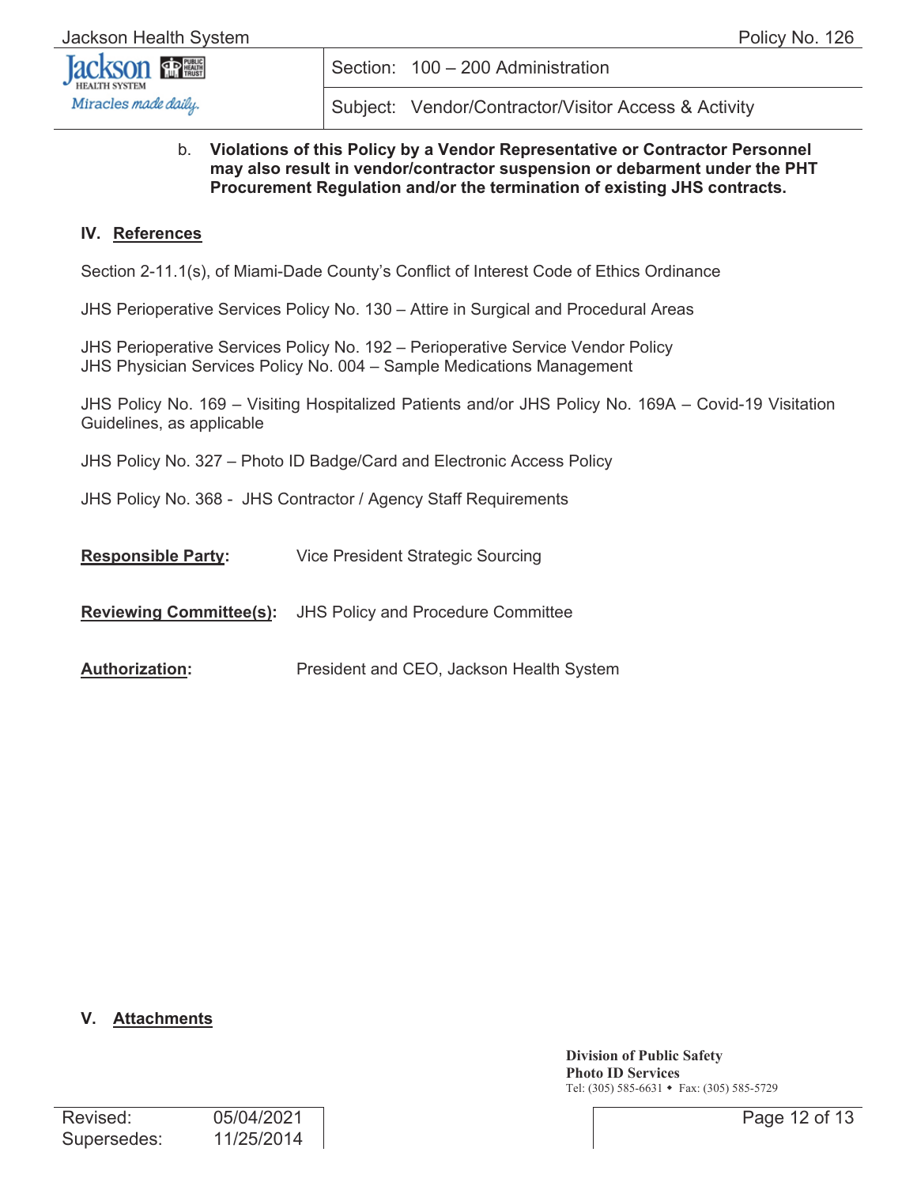b. **Violations of this Policy by a Vendor Representative or Contractor Personnel may also result in vendor/contractor suspension or debarment under the PHT Procurement Regulation and/or the termination of existing JHS contracts.**

## IV. References

Section 2-11.1(s), of Miami-Dade County's Conflict of Interest Code of Ethics Ordinance

JHS Perioperative Services Policy No. 130 – Attire in Surgical and Procedural Areas

JHS Perioperative Services Policy No. 192 – Perioperative Service Vendor Policy
JHS Physician Services Policy No. 004 – Sample Medications Management

JHS Policy No. 169 – Visiting Hospitalized Patients and/or JHS Policy No. 169A – Covid-19 Visitation Guidelines, as applicable

JHS Policy No. 327 – Photo ID Badge/Card and Electronic Access Policy

JHS Policy No. 368 - JHS Contractor / Agency Staff Requirements

**Responsible Party:** Vice President Strategic Sourcing

**Reviewing Committee(s):** JHS Policy and Procedure Committee

**Authorization:** President and CEO, Jackson Health System

## V. Attachments

**Division of Public Safety**
**Photo ID Services**
Tel: (305) 585-6631 • Fax: (305) 585-5729

Revised: 05/04/2021
Supersedes: 11/25/2014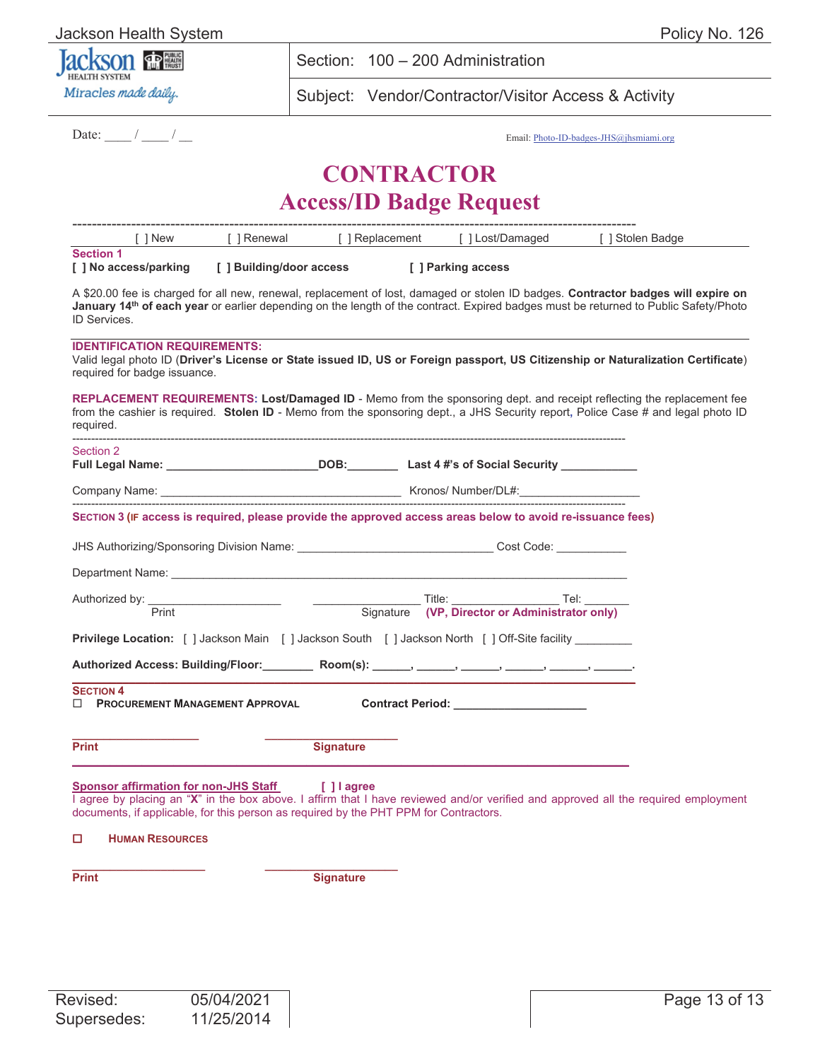Date: ____ / ____ / __

Email: Photo-ID-badges-JHS@jhsmiami.org

# CONTRACTOR
# Access/ID Badge Request

[ ] New [ ] Renewal [ ] Replacement [ ] Lost/Damaged [ ] Stolen Badge

**Section 1**

**[ ] No access/parking** **[ ] Building/door access** **[ ] Parking access**

A $20.00 fee is charged for all new, renewal, replacement of lost, damaged or stolen ID badges. **Contractor badges will expire on January 14th of each year** or earlier depending on the length of the contract. Expired badges must be returned to Public Safety/Photo ID Services.

**IDENTIFICATION REQUIREMENTS:**
Valid legal photo ID (**Driver's License or State issued ID, US or Foreign passport, US Citizenship or Naturalization Certificate**) required for badge issuance.

**REPLACEMENT REQUIREMENTS:** **Lost/Damaged ID** - Memo from the sponsoring dept. and receipt reflecting the replacement fee from the cashier is required. **Stolen ID** - Memo from the sponsoring dept., a JHS Security report, Police Case # and legal photo ID required.

Section 2

**Full Legal Name: ______________________DOB:________ Last 4 #'s of Social Security ___________**

Company Name: ____________________________________ Kronos/ Number/DL#:___________________

**SECTION 3 (IF access is required, please provide the approved access areas below to avoid re-issuance fees)**

JHS Authorizing/Sponsoring Division Name: ______________________________ Cost Code: ___________

Department Name: ____________________________________________________________________

Authorized by: ____________________ ________________ Title: ________________ Tel: _______
Print Signature **(VP, Director or Administrator only)**

**Privilege Location:** [ ] Jackson Main [ ] Jackson South [ ] Jackson North [ ] Off-Site facility _________

**Authorized Access: Building/Floor:________ Room(s): ______, ______, ______, ______, ______, ______.**

**SECTION 4**

☐ **PROCUREMENT MANAGEMENT APPROVAL** **Contract Period: ____________________**

__________________ __________________
**Print** **Signature**

**Sponsor affirmation for non-JHS Staff** **[ ] I agree**
I agree by placing an "**X**" in the box above. I affirm that I have reviewed and/or verified and approved all the required employment documents, if applicable, for this person as required by the PHT PPM for Contractors.

☐ **HUMAN RESOURCES**

__________________ __________________
**Print** **Signature**